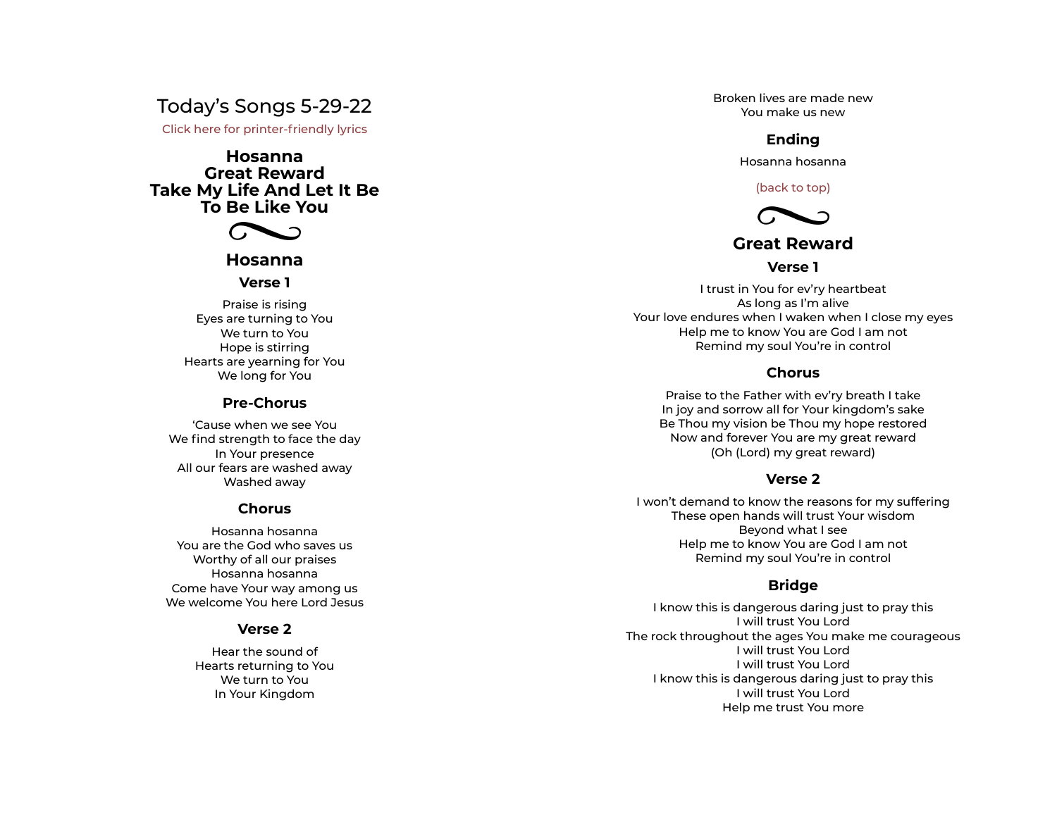# Today's Songs 5-29-22

Click here for printer-friendly lyrics

**Hosanna**
**Great Reward**
**Take My Life And Let It Be**
**To Be Like You**

## Hosanna

### Verse 1

Praise is rising
Eyes are turning to You
We turn to You
Hope is stirring
Hearts are yearning for You
We long for You

### Pre-Chorus

'Cause when we see You
We find strength to face the day
In Your presence
All our fears are washed away
Washed away

### Chorus

Hosanna hosanna
You are the God who saves us
Worthy of all our praises
Hosanna hosanna
Come have Your way among us
We welcome You here Lord Jesus

### Verse 2

Hear the sound of
Hearts returning to You
We turn to You
In Your Kingdom
Broken lives are made new
You make us new

### Ending

Hosanna hosanna

(back to top)

## Great Reward

### Verse 1

I trust in You for ev'ry heartbeat
As long as I'm alive
Your love endures when I waken when I close my eyes
Help me to know You are God I am not
Remind my soul You're in control

### Chorus

Praise to the Father with ev'ry breath I take
In joy and sorrow all for Your kingdom's sake
Be Thou my vision be Thou my hope restored
Now and forever You are my great reward
(Oh (Lord) my great reward)

### Verse 2

I won't demand to know the reasons for my suffering
These open hands will trust Your wisdom
Beyond what I see
Help me to know You are God I am not
Remind my soul You're in control

### Bridge

I know this is dangerous daring just to pray this
I will trust You Lord
The rock throughout the ages You make me courageous
I will trust You Lord
I will trust You Lord
I know this is dangerous daring just to pray this
I will trust You Lord
Help me trust You more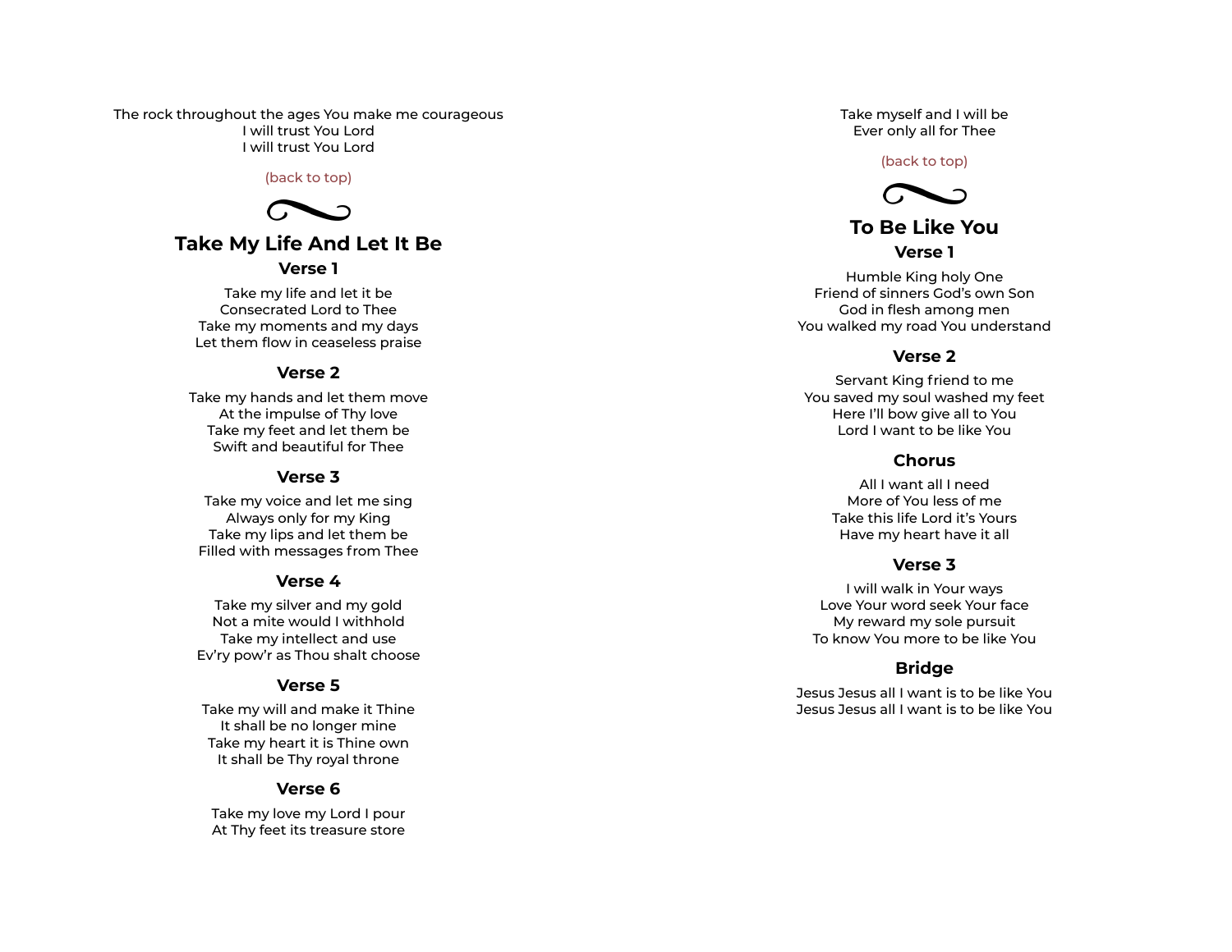The rock throughout the ages You make me courageous
I will trust You Lord
I will trust You Lord

(back to top)

## Take My Life And Let It Be

### Verse 1

Take my life and let it be
Consecrated Lord to Thee
Take my moments and my days
Let them flow in ceaseless praise

### Verse 2

Take my hands and let them move
At the impulse of Thy love
Take my feet and let them be
Swift and beautiful for Thee

### Verse 3

Take my voice and let me sing
Always only for my King
Take my lips and let them be
Filled with messages from Thee

### Verse 4

Take my silver and my gold
Not a mite would I withhold
Take my intellect and use
Ev'ry pow'r as Thou shalt choose

### Verse 5

Take my will and make it Thine
It shall be no longer mine
Take my heart it is Thine own
It shall be Thy royal throne

### Verse 6

Take my love my Lord I pour
At Thy feet its treasure store
Take myself and I will be
Ever only all for Thee

(back to top)

## To Be Like You

### Verse 1

Humble King holy One
Friend of sinners God's own Son
God in flesh among men
You walked my road You understand

### Verse 2

Servant King friend to me
You saved my soul washed my feet
Here I'll bow give all to You
Lord I want to be like You

### Chorus

All I want all I need
More of You less of me
Take this life Lord it's Yours
Have my heart have it all

### Verse 3

I will walk in Your ways
Love Your word seek Your face
My reward my sole pursuit
To know You more to be like You

### Bridge

Jesus Jesus all I want is to be like You
Jesus Jesus all I want is to be like You